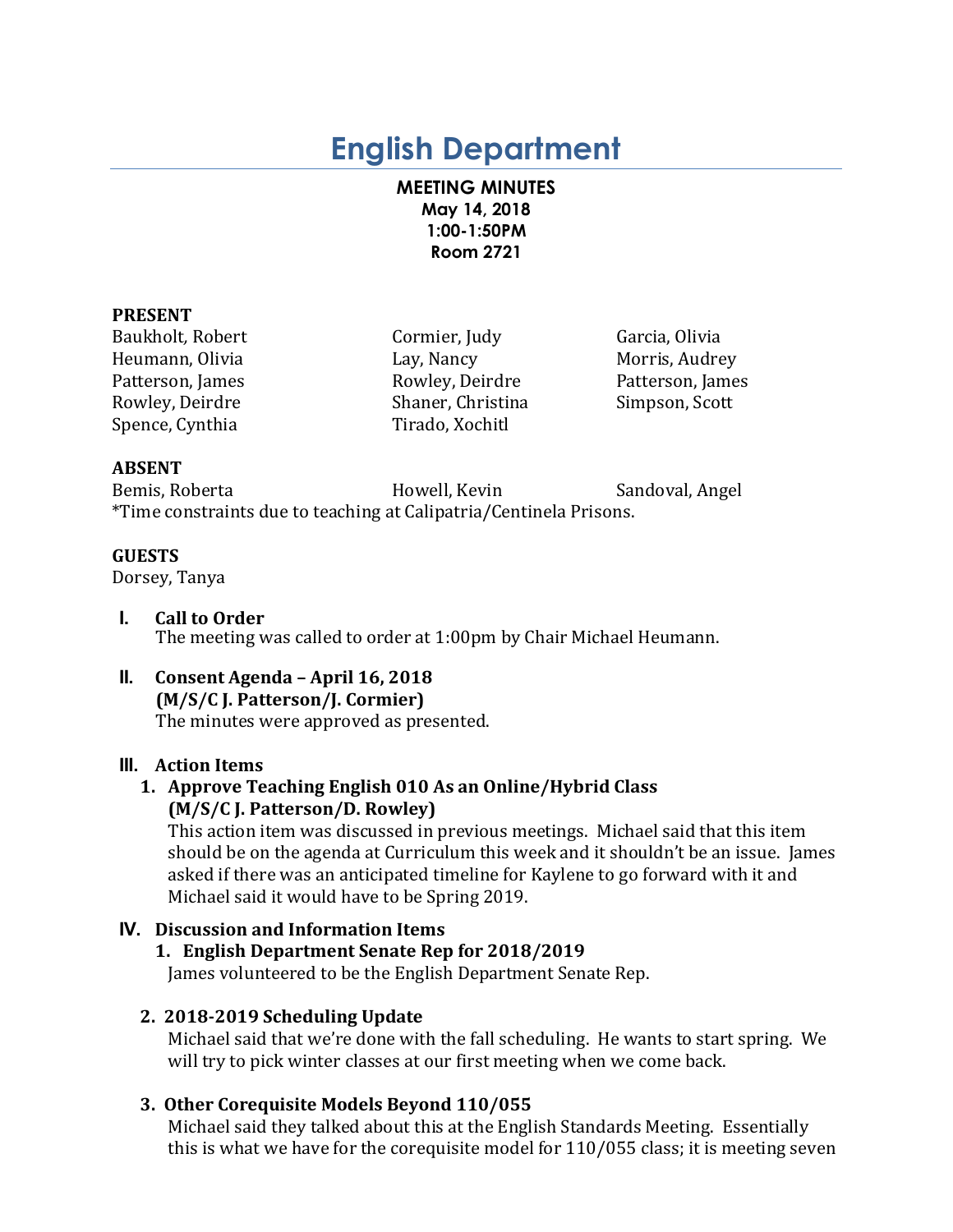# English Department

**MEETING MINUTES**
**May 14, 2018**
**1:00-1:50PM**
**Room 2721**

**PRESENT**

| | | |
|---|---|---|
| Baukholt, Robert | Cormier, Judy | Garcia, Olivia |
| Heumann, Olivia | Lay, Nancy | Morris, Audrey |
| Patterson, James | Rowley, Deirdre | Patterson, James |
| Rowley, Deirdre | Shaner, Christina | Simpson, Scott |
| Spence, Cynthia | Tirado, Xochitl | |

**ABSENT**

| | | |
|---|---|---|
| Bemis, Roberta | Howell, Kevin | Sandoval, Angel |

*Time constraints due to teaching at Calipatria/Centinela Prisons.

**GUESTS**

Dorsey, Tanya

**I. Call to Order**

The meeting was called to order at 1:00pm by Chair Michael Heumann.

**II. Consent Agenda – April 16, 2018**
**(M/S/C J. Patterson/J. Cormier)**

The minutes were approved as presented.

**III. Action Items**

1. **Approve Teaching English 010 As an Online/Hybrid Class (M/S/C J. Patterson/D. Rowley)**

   This action item was discussed in previous meetings. Michael said that this item should be on the agenda at Curriculum this week and it shouldn't be an issue. James asked if there was an anticipated timeline for Kaylene to go forward with it and Michael said it would have to be Spring 2019.

**IV. Discussion and Information Items**

1. **English Department Senate Rep for 2018/2019**

   James volunteered to be the English Department Senate Rep.

2. **2018-2019 Scheduling Update**

   Michael said that we're done with the fall scheduling. He wants to start spring. We will try to pick winter classes at our first meeting when we come back.

3. **Other Corequisite Models Beyond 110/055**

   Michael said they talked about this at the English Standards Meeting. Essentially this is what we have for the corequisite model for 110/055 class; it is meeting seven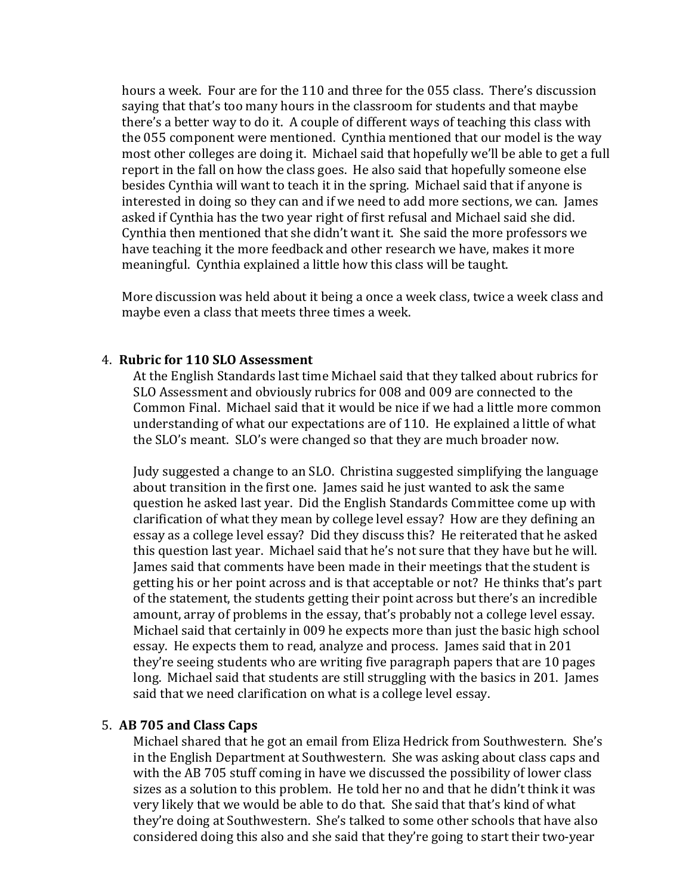hours a week. Four are for the 110 and three for the 055 class. There's discussion saying that that's too many hours in the classroom for students and that maybe there's a better way to do it. A couple of different ways of teaching this class with the 055 component were mentioned. Cynthia mentioned that our model is the way most other colleges are doing it. Michael said that hopefully we'll be able to get a full report in the fall on how the class goes. He also said that hopefully someone else besides Cynthia will want to teach it in the spring. Michael said that if anyone is interested in doing so they can and if we need to add more sections, we can. James asked if Cynthia has the two year right of first refusal and Michael said she did. Cynthia then mentioned that she didn't want it. She said the more professors we have teaching it the more feedback and other research we have, makes it more meaningful. Cynthia explained a little how this class will be taught.

More discussion was held about it being a once a week class, twice a week class and maybe even a class that meets three times a week.

4. **Rubric for 110 SLO Assessment**

   At the English Standards last time Michael said that they talked about rubrics for SLO Assessment and obviously rubrics for 008 and 009 are connected to the Common Final. Michael said that it would be nice if we had a little more common understanding of what our expectations are of 110. He explained a little of what the SLO's meant. SLO's were changed so that they are much broader now.

   Judy suggested a change to an SLO. Christina suggested simplifying the language about transition in the first one. James said he just wanted to ask the same question he asked last year. Did the English Standards Committee come up with clarification of what they mean by college level essay? How are they defining an essay as a college level essay? Did they discuss this? He reiterated that he asked this question last year. Michael said that he's not sure that they have but he will. James said that comments have been made in their meetings that the student is getting his or her point across and is that acceptable or not? He thinks that's part of the statement, the students getting their point across but there's an incredible amount, array of problems in the essay, that's probably not a college level essay. Michael said that certainly in 009 he expects more than just the basic high school essay. He expects them to read, analyze and process. James said that in 201 they're seeing students who are writing five paragraph papers that are 10 pages long. Michael said that students are still struggling with the basics in 201. James said that we need clarification on what is a college level essay.

5. **AB 705 and Class Caps**

   Michael shared that he got an email from Eliza Hedrick from Southwestern. She's in the English Department at Southwestern. She was asking about class caps and with the AB 705 stuff coming in have we discussed the possibility of lower class sizes as a solution to this problem. He told her no and that he didn't think it was very likely that we would be able to do that. She said that that's kind of what they're doing at Southwestern. She's talked to some other schools that have also considered doing this also and she said that they're going to start their two-year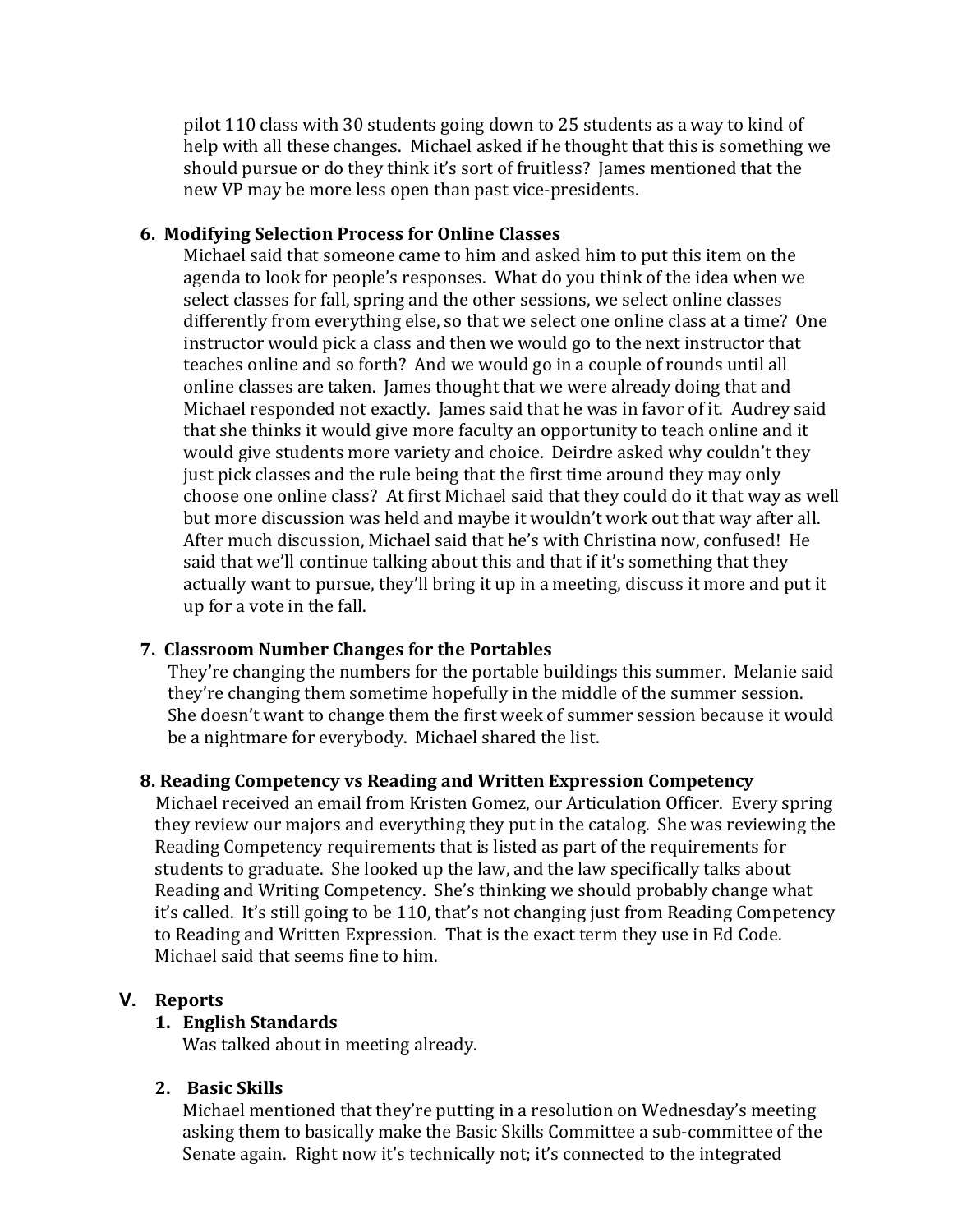pilot 110 class with 30 students going down to 25 students as a way to kind of help with all these changes. Michael asked if he thought that this is something we should pursue or do they think it's sort of fruitless? James mentioned that the new VP may be more less open than past vice-presidents.

**6. Modifying Selection Process for Online Classes**

Michael said that someone came to him and asked him to put this item on the agenda to look for people's responses. What do you think of the idea when we select classes for fall, spring and the other sessions, we select online classes differently from everything else, so that we select one online class at a time? One instructor would pick a class and then we would go to the next instructor that teaches online and so forth? And we would go in a couple of rounds until all online classes are taken. James thought that we were already doing that and Michael responded not exactly. James said that he was in favor of it. Audrey said that she thinks it would give more faculty an opportunity to teach online and it would give students more variety and choice. Deirdre asked why couldn't they just pick classes and the rule being that the first time around they may only choose one online class? At first Michael said that they could do it that way as well but more discussion was held and maybe it wouldn't work out that way after all. After much discussion, Michael said that he's with Christina now, confused! He said that we'll continue talking about this and that if it's something that they actually want to pursue, they'll bring it up in a meeting, discuss it more and put it up for a vote in the fall.

**7. Classroom Number Changes for the Portables**

They're changing the numbers for the portable buildings this summer. Melanie said they're changing them sometime hopefully in the middle of the summer session. She doesn't want to change them the first week of summer session because it would be a nightmare for everybody. Michael shared the list.

**8. Reading Competency vs Reading and Written Expression Competency**

Michael received an email from Kristen Gomez, our Articulation Officer. Every spring they review our majors and everything they put in the catalog. She was reviewing the Reading Competency requirements that is listed as part of the requirements for students to graduate. She looked up the law, and the law specifically talks about Reading and Writing Competency. She's thinking we should probably change what it's called. It's still going to be 110, that's not changing just from Reading Competency to Reading and Written Expression. That is the exact term they use in Ed Code. Michael said that seems fine to him.

## V. Reports

**1. English Standards**

Was talked about in meeting already.

**2. Basic Skills**

Michael mentioned that they're putting in a resolution on Wednesday's meeting asking them to basically make the Basic Skills Committee a sub-committee of the Senate again. Right now it's technically not; it's connected to the integrated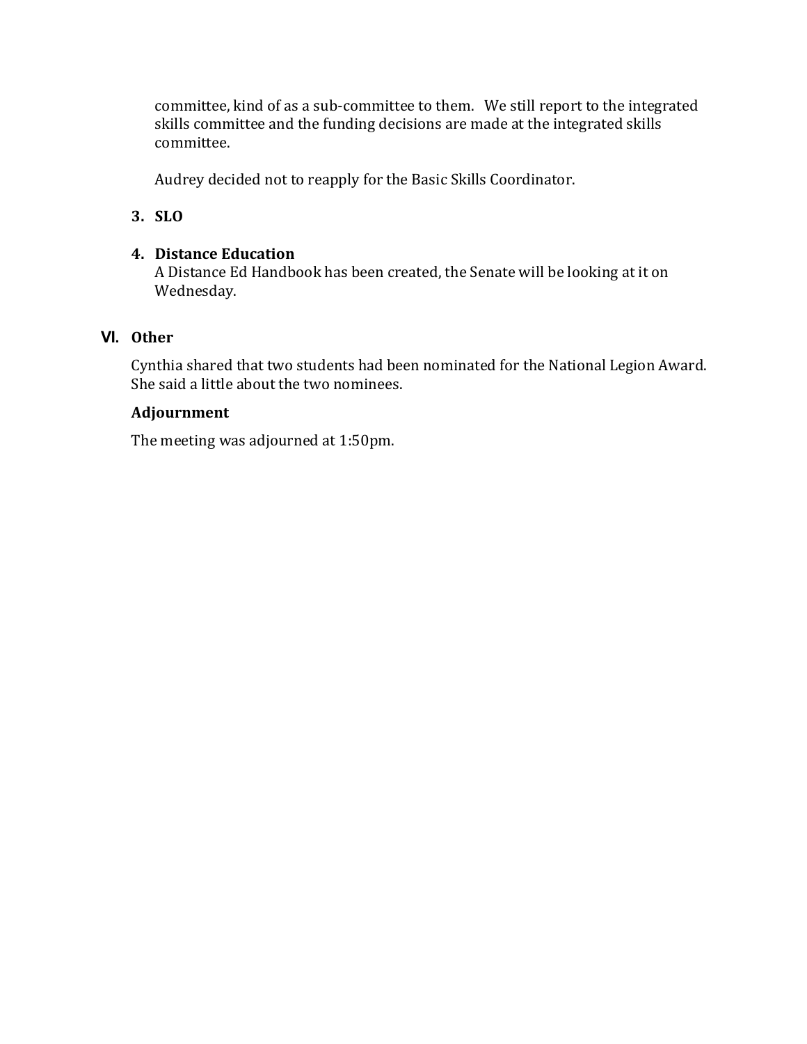committee, kind of as a sub-committee to them. We still report to the integrated skills committee and the funding decisions are made at the integrated skills committee.

Audrey decided not to reapply for the Basic Skills Coordinator.

3. **SLO**

4. **Distance Education**
   A Distance Ed Handbook has been created, the Senate will be looking at it on Wednesday.

## VI. Other

Cynthia shared that two students had been nominated for the National Legion Award. She said a little about the two nominees.

### Adjournment

The meeting was adjourned at 1:50pm.